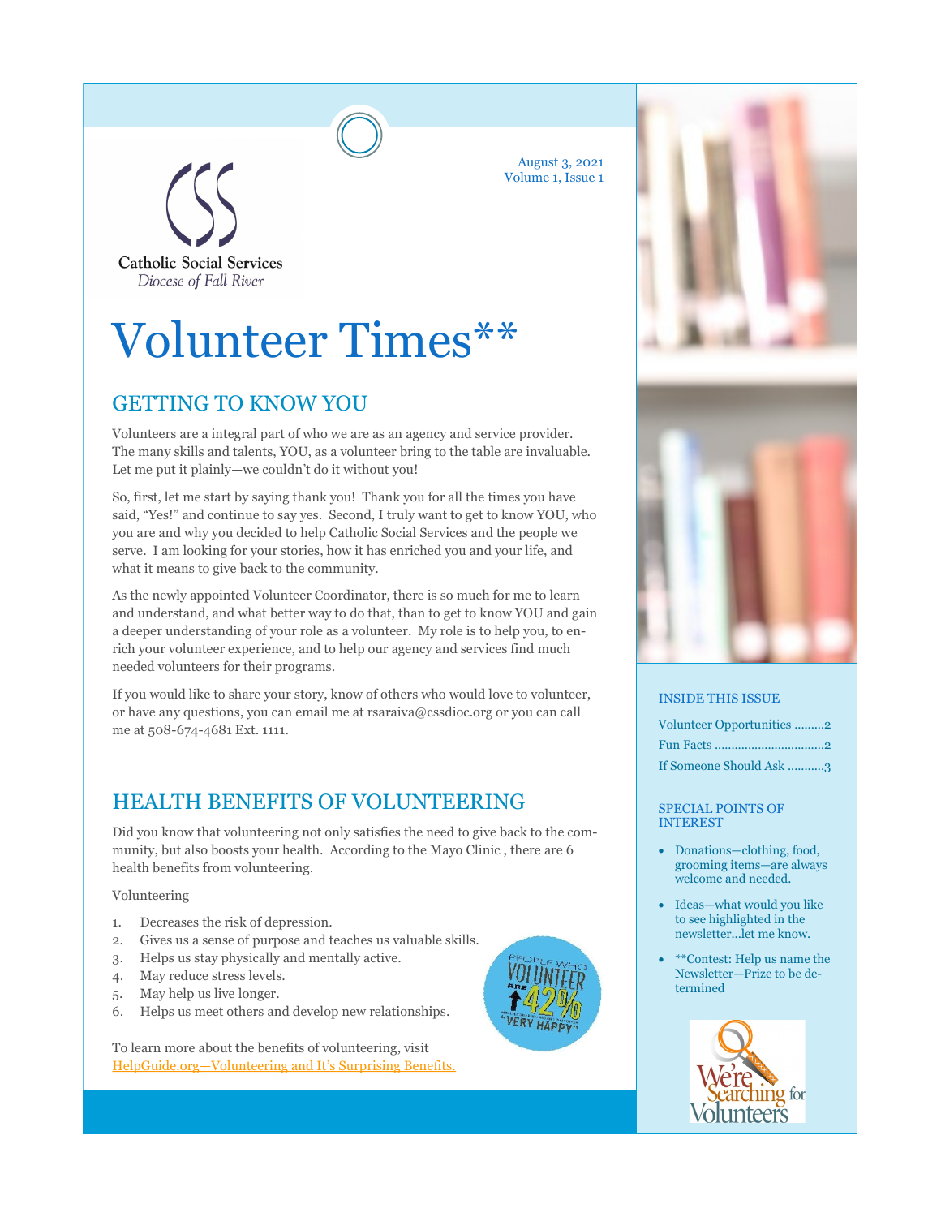Catholic Social Services
*Diocese of Fall River*

August 3, 2021
Volume 1, Issue 1

# Volunteer Times**

## GETTING TO KNOW YOU

Volunteers are a integral part of who we are as an agency and service provider. The many skills and talents, YOU, as a volunteer bring to the table are invaluable. Let me put it plainly—we couldn't do it without you!

So, first, let me start by saying thank you! Thank you for all the times you have said, "Yes!" and continue to say yes. Second, I truly want to get to know YOU, who you are and why you decided to help Catholic Social Services and the people we serve. I am looking for your stories, how it has enriched you and your life, and what it means to give back to the community.

As the newly appointed Volunteer Coordinator, there is so much for me to learn and understand, and what better way to do that, than to get to know YOU and gain a deeper understanding of your role as a volunteer. My role is to help you, to enrich your volunteer experience, and to help our agency and services find much needed volunteers for their programs.

If you would like to share your story, know of others who would love to volunteer, or have any questions, you can email me at rsaraiva@cssdioc.org or you can call me at 508-674-4681 Ext. 1111.

## HEALTH BENEFITS OF VOLUNTEERING

Did you know that volunteering not only satisfies the need to give back to the community, but also boosts your health. According to the Mayo Clinic , there are 6 health benefits from volunteering.

Volunteering

1. Decreases the risk of depression.
2. Gives us a sense of purpose and teaches us valuable skills.
3. Helps us stay physically and mentally active.
4. May reduce stress levels.
5. May help us live longer.
6. Helps us meet others and develop new relationships.

PEOPLE WHO VOLUNTEER ARE 42% MORE LIKELY TO BE "VERY HAPPY"

To learn more about the benefits of volunteering, visit HelpGuide.org—Volunteering and It's Surprising Benefits.

### INSIDE THIS ISSUE

Volunteer Opportunities .........2
Fun Facts ................................2
If Someone Should Ask ..........3

### SPECIAL POINTS OF INTEREST

- Donations—clothing, food, grooming items—are always welcome and needed.
- Ideas—what would you like to see highlighted in the newsletter...let me know.
- **Contest: Help us name the Newsletter—Prize to be determined

We're Searching for Volunteers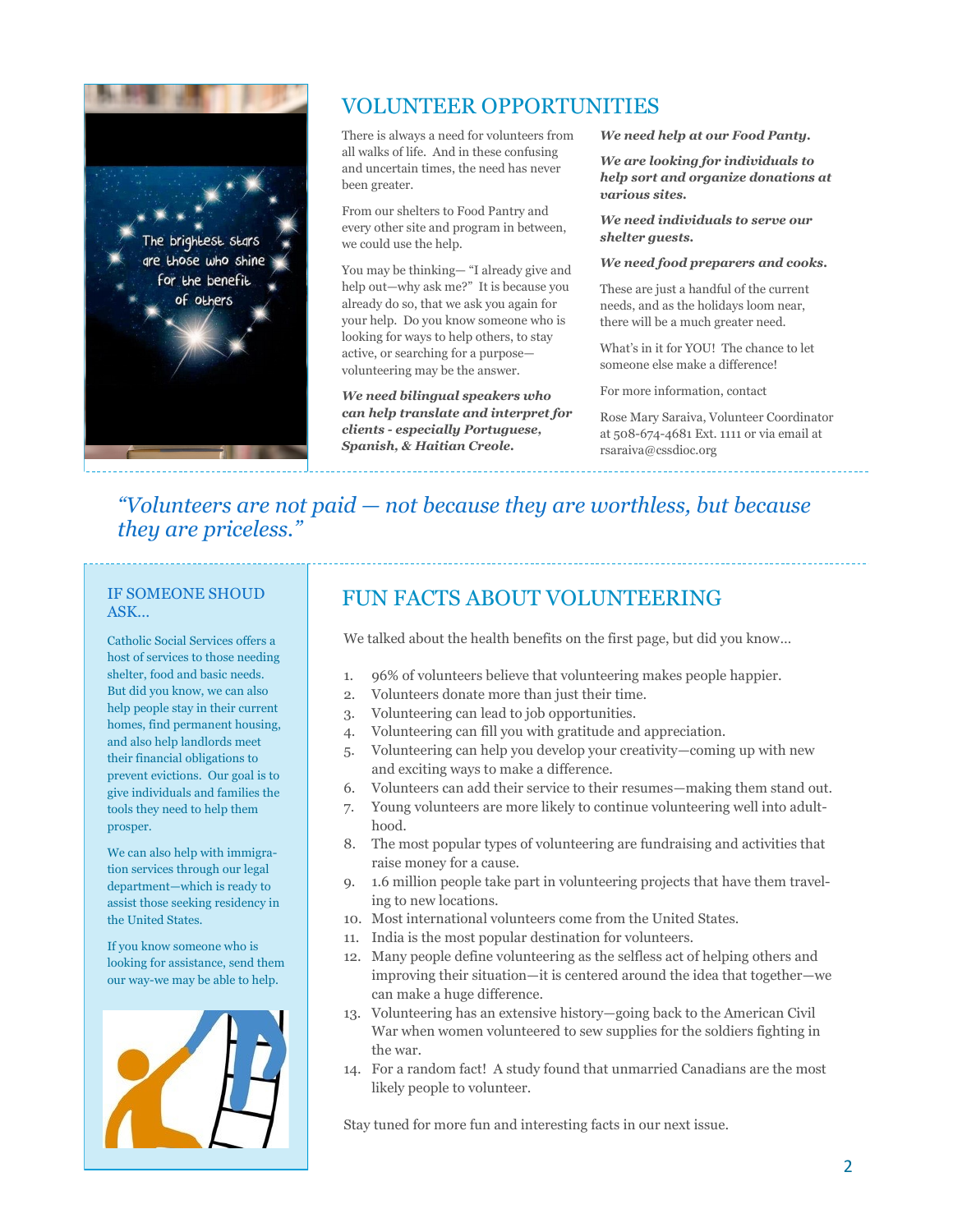## VOLUNTEER OPPORTUNITIES

There is always a need for volunteers from all walks of life. And in these confusing and uncertain times, the need has never been greater.

From our shelters to Food Pantry and every other site and program in between, we could use the help.

You may be thinking— "I already give and help out—why ask me?" It is because you already do so, that we ask you again for your help. Do you know someone who is looking for ways to help others, to stay active, or searching for a purpose—volunteering may be the answer.

***We need bilingual speakers who can help translate and interpret for clients - especially Portuguese, Spanish, & Haitian Creole.***

***We need help at our Food Panty.***

***We are looking for individuals to help sort and organize donations at various sites.***

***We need individuals to serve our shelter guests.***

***We need food preparers and cooks.***

These are just a handful of the current needs, and as the holidays loom near, there will be a much greater need.

What's in it for YOU! The chance to let someone else make a difference!

For more information, contact

Rose Mary Saraiva, Volunteer Coordinator at 508-674-4681 Ext. 1111 or via email at rsaraiva@cssdioc.org

*"Volunteers are not paid — not because they are worthless, but because they are priceless."*

### IF SOMEONE SHOUD ASK…

Catholic Social Services offers a host of services to those needing shelter, food and basic needs. But did you know, we can also help people stay in their current homes, find permanent housing, and also help landlords meet their financial obligations to prevent evictions. Our goal is to give individuals and families the tools they need to help them prosper.

We can also help with immigration services through our legal department—which is ready to assist those seeking residency in the United States.

If you know someone who is looking for assistance, send them our way-we may be able to help.

## FUN FACTS ABOUT VOLUNTEERING

We talked about the health benefits on the first page, but did you know…

1. 96% of volunteers believe that volunteering makes people happier.
2. Volunteers donate more than just their time.
3. Volunteering can lead to job opportunities.
4. Volunteering can fill you with gratitude and appreciation.
5. Volunteering can help you develop your creativity—coming up with new and exciting ways to make a difference.
6. Volunteers can add their service to their resumes—making them stand out.
7. Young volunteers are more likely to continue volunteering well into adulthood.
8. The most popular types of volunteering are fundraising and activities that raise money for a cause.
9. 1.6 million people take part in volunteering projects that have them traveling to new locations.
10. Most international volunteers come from the United States.
11. India is the most popular destination for volunteers.
12. Many people define volunteering as the selfless act of helping others and improving their situation—it is centered around the idea that together—we can make a huge difference.
13. Volunteering has an extensive history—going back to the American Civil War when women volunteered to sew supplies for the soldiers fighting in the war.
14. For a random fact! A study found that unmarried Canadians are the most likely people to volunteer.

Stay tuned for more fun and interesting facts in our next issue.